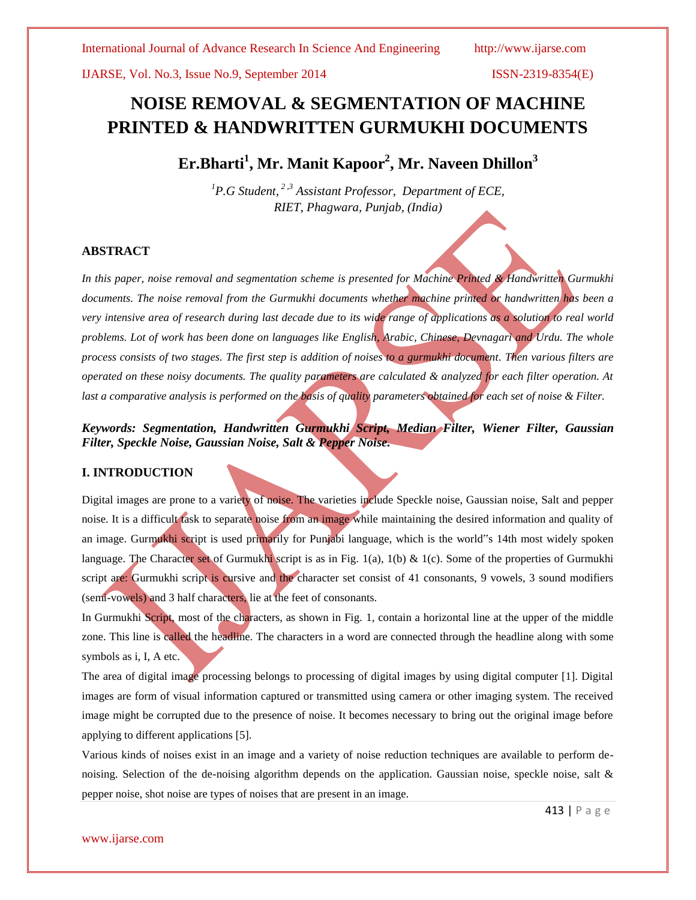# NOISE REMOVAL & SEGMENTATION OF MACHINE PRINTED & HANDWRITTEN GURMUKHI DOCUMENTS

**Er.Bharti[1], Mr. Manit Kapoor[2], Mr. Naveen Dhillon[3]**

*[1]P.G Student, [2,3] Assistant Professor, Department of ECE, RIET, Phagwara, Punjab, (India)*

## ABSTRACT

*In this paper, noise removal and segmentation scheme is presented for Machine Printed & Handwritten Gurmukhi documents. The noise removal from the Gurmukhi documents whether machine printed or handwritten has been a very intensive area of research during last decade due to its wide range of applications as a solution to real world problems. Lot of work has been done on languages like English, Arabic, Chinese, Devnagari and Urdu. The whole process consists of two stages. The first step is addition of noises to a gurmukhi document. Then various filters are operated on these noisy documents. The quality parameters are calculated & analyzed for each filter operation. At last a comparative analysis is performed on the basis of quality parameters obtained for each set of noise & Filter.*

***Keywords: Segmentation, Handwritten Gurmukhi Script, Median Filter, Wiener Filter, Gaussian Filter, Speckle Noise, Gaussian Noise, Salt & Pepper Noise.***

## I. INTRODUCTION

Digital images are prone to a variety of noise. The varieties include Speckle noise, Gaussian noise, Salt and pepper noise. It is a difficult task to separate noise from an image while maintaining the desired information and quality of an image. Gurmukhi script is used primarily for Punjabi language, which is the world"s 14th most widely spoken language. The Character set of Gurmukhi script is as in Fig. 1(a), 1(b) & 1(c). Some of the properties of Gurmukhi script are: Gurmukhi script is cursive and the character set consist of 41 consonants, 9 vowels, 3 sound modifiers (semi-vowels) and 3 half characters, lie at the feet of consonants.

In Gurmukhi Script, most of the characters, as shown in Fig. 1, contain a horizontal line at the upper of the middle zone. This line is called the headline. The characters in a word are connected through the headline along with some symbols as i, I, A etc.

The area of digital image processing belongs to processing of digital images by using digital computer [1]. Digital images are form of visual information captured or transmitted using camera or other imaging system. The received image might be corrupted due to the presence of noise. It becomes necessary to bring out the original image before applying to different applications [5].

Various kinds of noises exist in an image and a variety of noise reduction techniques are available to perform de-noising. Selection of the de-noising algorithm depends on the application. Gaussian noise, speckle noise, salt & pepper noise, shot noise are types of noises that are present in an image.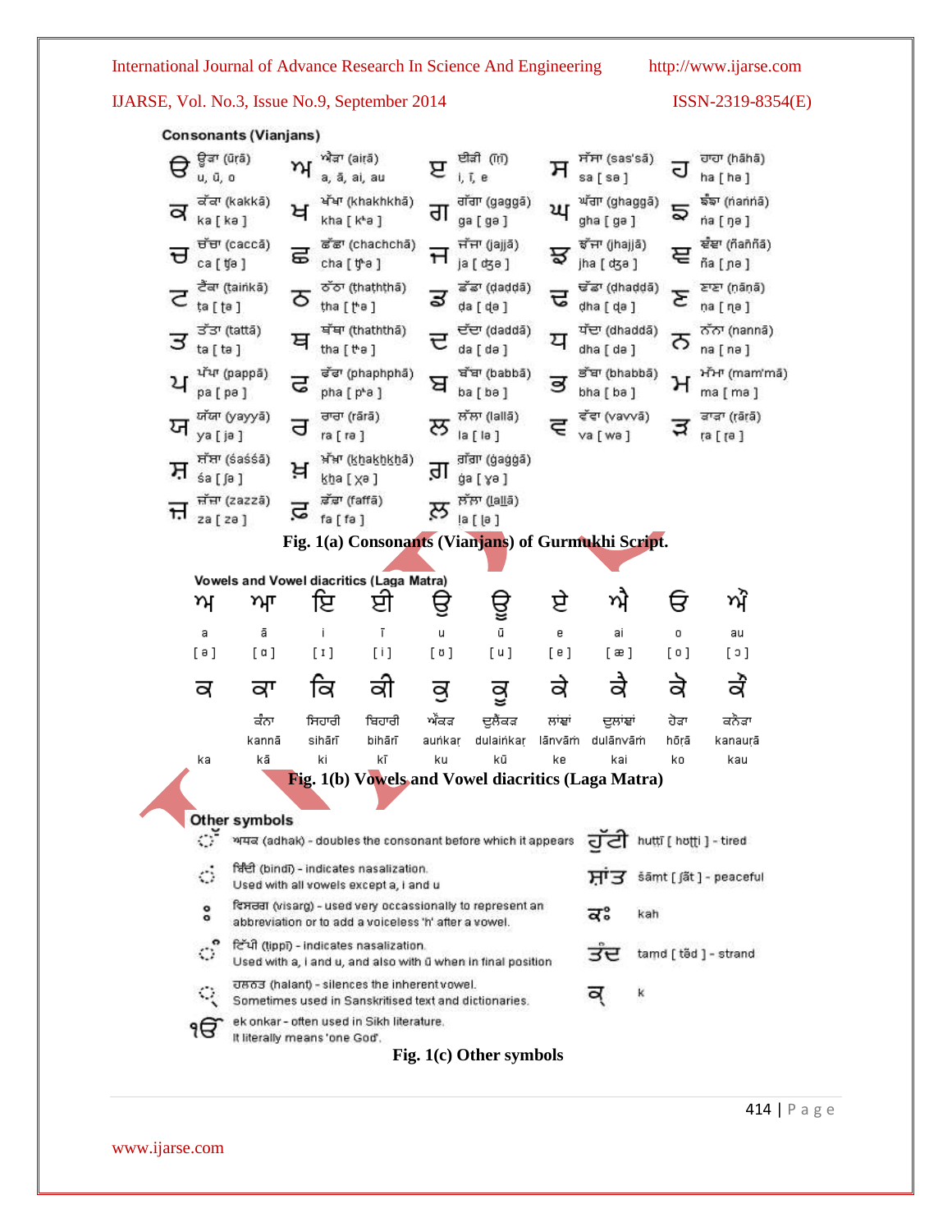Consonants (Vianjans)

| | | | | | | | | | |
|---|---|---|---|---|---|---|---|---|---|
| ੳ | ਉੜਾ (ūṛā) u, ū, o | ਅ | ਐੜਾ (aiṛā) a, ā, ai, au | ੲ | ਈੜੀ (īṛī) i, ī, e | ਸ | ਸੱਸਾ (sas'sā) sa [ sə ] | ਹ | ਹਾਹਾ (hāhā) ha [ hə ] |
| ਕ | ਕੱਕਾ (kakkā) ka [ kə ] | ਖ | ਖੱਖਾ (khakhkhā) kha [ kʰə ] | ਗ | ਗੱਗਾ (gaggā) ga [ gə ] | ਘ | ਘੱਗਾ (ghaggā) gha [ gə ] | ਙ | ਙੰਙਾ (ṅaṅṅā) ṅa [ ŋə ] |
| ਚ | ਚੱਚਾ (caccā) ca [ ʧə ] | ਛ | ਛੱਛਾ (chachchā) cha [ ʧʰə ] | ਜ | ਜੱਜਾ (jajjā) ja [ ʤə ] | ਝ | ਝੱਜਾ (jhajjā) jha [ ʤə ] | ਞ | ਞੰਞਾ (ñaññā) ña [ ɲə ] |
| ਟ | ਟੈਂਕਾ (taiṅkā) ṭa [ ʈə ] | ਠ | ਠੱਠਾ (ṭhaṭhṭhā) ṭha [ ʈʰə ] | ਡ | ਡੱਡਾ (ḍaḍḍā) ḍa [ ɖə ] | ਢ | ਢੱਡਾ (ḍhaḍḍā) ḍha [ ɖə ] | ਣ | ਣਾਣਾ (ṇāṇā) ṇa [ ɳə ] |
| ਤ | ਤੱਤਾ (tattā) ta [ tə ] | ਥ | ਥੱਥਾ (thaththā) tha [ tʰə ] | ਦ | ਦੱਦਾ (daddā) da [ də ] | ਧ | ਧੱਦਾ (dhaddā) dha [ də ] | ਨ | ਨੱਨਾ (nannā) na [ nə ] |
| ਪ | ਪੱਪਾ (pappā) pa [ pə ] | ਫ | ਫੱਫਾ (phaphphā) pha [ pʰə ] | ਬ | ਬੱਬਾ (babbā) ba [ bə ] | ਭ | ਭੱਬਾ (bhabbā) bha [ bə ] | ਮ | ਮੰਮਾ (mam'mā) ma [ mə ] |
| ਯ | ਯੱਯਾ (yayyā) ya [ jə ] | ਰ | ਰਾਰਾ (rārā) ra [ rə ] | ਲ | ਲੱਲਾ (lallā) la [ lə ] | ਵ | ਵੱਵਾ (vavvā) va [ wə ] | ੜ | ੜਾੜਾ (ṛāṛā) ṛa [ ɽə ] |
| ਸ਼ | ਸ਼ੱਸ਼ਾ (śaśśā) śa [ ʃə ] | ਖ਼ | ਖ਼ੱਖ਼ਾ (k͟hak͟hk͟hā) k͟ha [ xə ] | ਗ਼ | ਗ਼ੱਗ਼ਾ (ġaġġā) ġa [ ɣə ] | | | | |
| ਜ਼ | ਜ਼ੱਜ਼ਾ (zazzā) za [ zə ] | ਫ਼ | ਫ਼ੱਫ਼ਾ (faffā) fa [ fə ] | ਲ਼ | ਲ਼ੱਲ਼ਾ (ḻaḻḻā) ḻa [ ɭə ] | | | | |

**Fig. 1(a) Consonants (Vianjans) of Gurmukhi Script.**

Vowels and Vowel diacritics (Laga Matra)

| ਅ | ਆ | ਇ | ਈ | ਉ | ਊ | ਏ | ਐ | ਓ | ਔ |
|---|---|---|---|---|---|---|---|---|---|
| a | ā | i | ī | u | ū | e | ai | o | au |
| [ ə ] | [ ɑ ] | [ ɪ ] | [ i ] | [ ʊ ] | [ u ] | [ e ] | [ æ ] | [ o ] | [ ɔ ] |
| ਕ | ਕਾ | ਕਿ | ਕੀ | ਕੁ | ਕੂ | ਕੇ | ਕੈ | ਕੋ | ਕੌ |
| | ਕੰਨਾ | ਸਿਹਾਰੀ | ਬਿਹਾਰੀ | ਔਂਕੜ | ਦੁਲੈਂਕੜ | ਲਾਂਵਾਂ | ਦੁਲਾਂਵਾਂ | ਹੋੜਾ | ਕਨੌੜਾ |
| | kannā | sihārī | bihārī | auṅkaṛ | dulaiṅkaṛ | lānvāṁ | dulānvāṁ | hōṛā | kanauṛā |
| ka | kā | ki | kī | ku | kū | ke | kai | ko | kau |

**Fig. 1(b) Vowels and Vowel diacritics (Laga Matra)**

Other symbols

| Symbol | Description | Example | |
|---|---|---|---|
| ◌ੱ | ਅਧਕ (adhak) - doubles the consonant before which it appears | ਹੁੱਟੀ | huṭṭī [ hʊʈʈi ] - tired |
| ◌ਂ | ਬਿੰਦੀ (bindī) - indicates nasalization. Used with all vowels except a, i and u | ਸ਼ਾਂਤ | śāṁt [ ʃãt ] - peaceful |
| ਃ | ਵਿਸਰਗ (visarg) - used very occassionally to represent an abbreviation or to add a voiceless 'h' after a vowel. | ਕਃ | kah |
| ◌ੰ | ਟਿੱਪੀ (ṭippī) - indicates nasalization. Used with a, i and u, and also with ū when in final position | ਤੰਦ | taṁd [ tə̃d ] - strand |
| ◌੍ | ਹਲੰਤ (halant) - silences the inherent vowel. Sometimes used in Sanskritised text and dictionaries. | ਕ੍ | k |
| ੴ | ek onkar - often used in Sikh literature. It literally means 'one God'. | | |

**Fig. 1(c) Other symbols**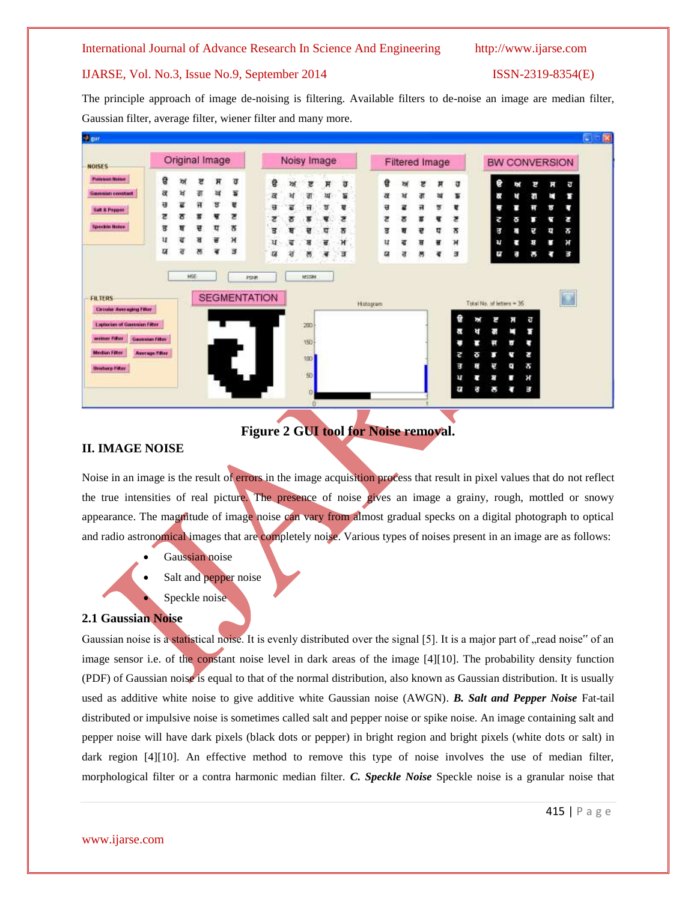The principle approach of image de-noising is filtering. Available filters to de-noise an image are median filter, Gaussian filter, average filter, wiener filter and many more.

**Figure 2 GUI tool for Noise removal.**

## II. IMAGE NOISE

Noise in an image is the result of errors in the image acquisition process that result in pixel values that do not reflect the true intensities of real picture. The presence of noise gives an image a grainy, rough, mottled or snowy appearance. The magnitude of image noise can vary from almost gradual specks on a digital photograph to optical and radio astronomical images that are completely noise. Various types of noises present in an image are as follows:

- Gaussian noise
- Salt and pepper noise
- Speckle noise

### 2.1 Gaussian Noise

Gaussian noise is a statistical noise. It is evenly distributed over the signal [5]. It is a major part of „read noise" of an image sensor i.e. of the constant noise level in dark areas of the image [4][10]. The probability density function (PDF) of Gaussian noise is equal to that of the normal distribution, also known as Gaussian distribution. It is usually used as additive white noise to give additive white Gaussian noise (AWGN). ***B. Salt and Pepper Noise*** Fat-tail distributed or impulsive noise is sometimes called salt and pepper noise or spike noise. An image containing salt and pepper noise will have dark pixels (black dots or pepper) in bright region and bright pixels (white dots or salt) in dark region [4][10]. An effective method to remove this type of noise involves the use of median filter, morphological filter or a contra harmonic median filter. ***C. Speckle Noise*** Speckle noise is a granular noise that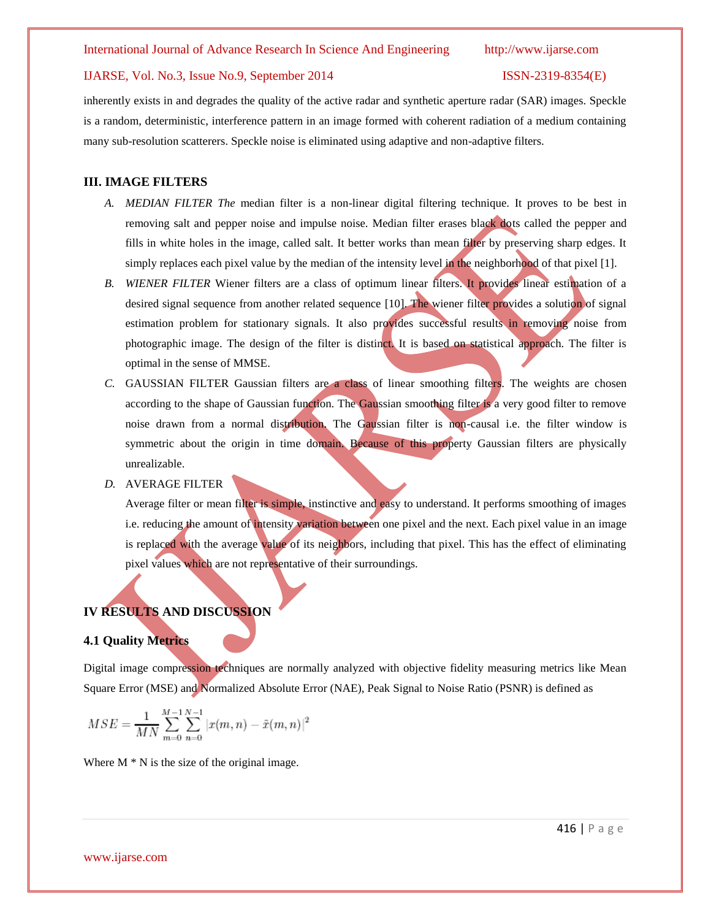inherently exists in and degrades the quality of the active radar and synthetic aperture radar (SAR) images. Speckle is a random, deterministic, interference pattern in an image formed with coherent radiation of a medium containing many sub-resolution scatterers. Speckle noise is eliminated using adaptive and non-adaptive filters.

## III. IMAGE FILTERS

A. *MEDIAN FILTER The* median filter is a non-linear digital filtering technique. It proves to be best in removing salt and pepper noise and impulse noise. Median filter erases black dots called the pepper and fills in white holes in the image, called salt. It better works than mean filter by preserving sharp edges. It simply replaces each pixel value by the median of the intensity level in the neighborhood of that pixel [1].

B. *WIENER FILTER* Wiener filters are a class of optimum linear filters. It provides linear estimation of a desired signal sequence from another related sequence [10]. The wiener filter provides a solution of signal estimation problem for stationary signals. It also provides successful results in removing noise from photographic image. The design of the filter is distinct. It is based on statistical approach. The filter is optimal in the sense of MMSE.

C. GAUSSIAN FILTER Gaussian filters are a class of linear smoothing filters. The weights are chosen according to the shape of Gaussian function. The Gaussian smoothing filter is a very good filter to remove noise drawn from a normal distribution. The Gaussian filter is non-causal i.e. the filter window is symmetric about the origin in time domain. Because of this property Gaussian filters are physically unrealizable.

D. AVERAGE FILTER

Average filter or mean filter is simple, instinctive and easy to understand. It performs smoothing of images i.e. reducing the amount of intensity variation between one pixel and the next. Each pixel value in an image is replaced with the average value of its neighbors, including that pixel. This has the effect of eliminating pixel values which are not representative of their surroundings.

## IV RESULTS AND DISCUSSION

### 4.1 Quality Metrics

Digital image compression techniques are normally analyzed with objective fidelity measuring metrics like Mean Square Error (MSE) and Normalized Absolute Error (NAE), Peak Signal to Noise Ratio (PSNR) is defined as

$$MSE = \frac{1}{MN}\sum_{m=0}^{M-1}\sum_{n=0}^{N-1}\left|x(m,n)-\tilde{x}(m,n)\right|^2$$

Where M * N is the size of the original image.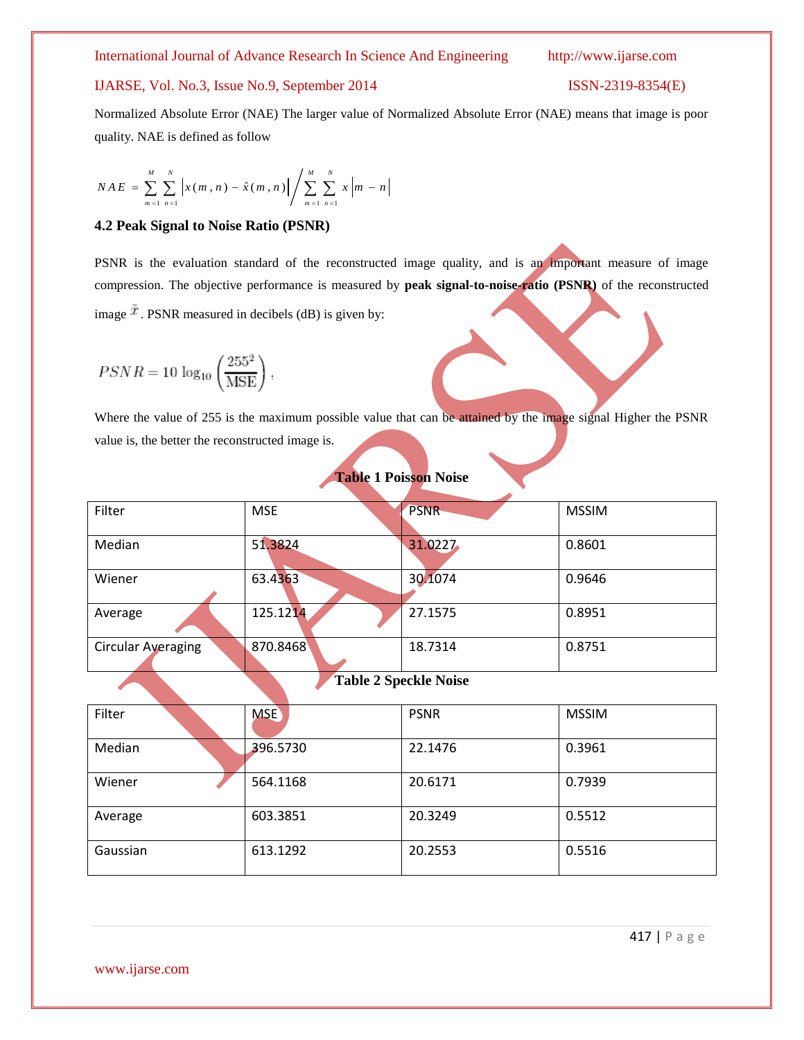Normalized Absolute Error (NAE) The larger value of Normalized Absolute Error (NAE) means that image is poor quality. NAE is defined as follow

$$NAE = \sum_{m=1}^{M}\sum_{n=1}^{N}\left|x(m,n) - \hat{x}(m,n)\right| \bigg/ \sum_{m=1}^{M}\sum_{n=1}^{N} x\left|m - n\right|$$

### 4.2 Peak Signal to Noise Ratio (PSNR)

PSNR is the evaluation standard of the reconstructed image quality, and is an important measure of image compression. The objective performance is measured by **peak signal-to-noise-ratio (PSNR)** of the reconstructed image $\tilde{x}$. PSNR measured in decibels (dB) is given by:

$$PSNR = 10\log_{10}\left(\frac{255^2}{\text{MSE}}\right),$$

Where the value of 255 is the maximum possible value that can be attained by the image signal Higher the PSNR value is, the better the reconstructed image is.

**Table 1 Poisson Noise**

| Filter | MSE | PSNR | MSSIM |
|---|---|---|---|
| Median | 51.3824 | 31.0227 | 0.8601 |
| Wiener | 63.4363 | 30.1074 | 0.9646 |
| Average | 125.1214 | 27.1575 | 0.8951 |
| Circular Averaging | 870.8468 | 18.7314 | 0.8751 |

**Table 2 Speckle Noise**

| Filter | MSE | PSNR | MSSIM |
|---|---|---|---|
| Median | 396.5730 | 22.1476 | 0.3961 |
| Wiener | 564.1168 | 20.6171 | 0.7939 |
| Average | 603.3851 | 20.3249 | 0.5512 |
| Gaussian | 613.1292 | 20.2553 | 0.5516 |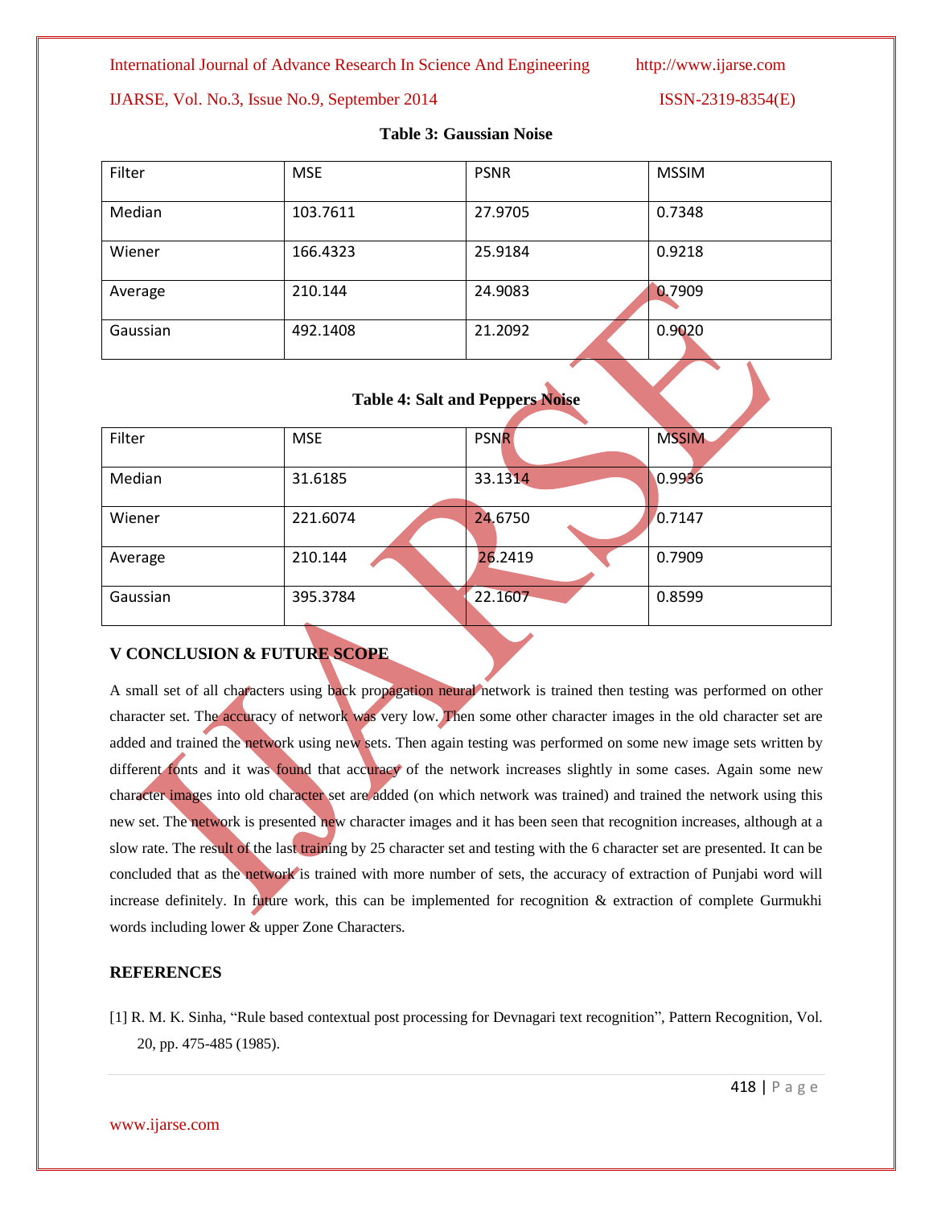**Table 3: Gaussian Noise**

| Filter | MSE | PSNR | MSSIM |
|---|---|---|---|
| Median | 103.7611 | 27.9705 | 0.7348 |
| Wiener | 166.4323 | 25.9184 | 0.9218 |
| Average | 210.144 | 24.9083 | 0.7909 |
| Gaussian | 492.1408 | 21.2092 | 0.9020 |

**Table 4: Salt and Peppers Noise**

| Filter | MSE | PSNR | MSSIM |
|---|---|---|---|
| Median | 31.6185 | 33.1314 | 0.9936 |
| Wiener | 221.6074 | 24.6750 | 0.7147 |
| Average | 210.144 | 26.2419 | 0.7909 |
| Gaussian | 395.3784 | 22.1607 | 0.8599 |

## V CONCLUSION & FUTURE SCOPE

A small set of all characters using back propagation neural network is trained then testing was performed on other character set. The accuracy of network was very low. Then some other character images in the old character set are added and trained the network using new sets. Then again testing was performed on some new image sets written by different fonts and it was found that accuracy of the network increases slightly in some cases. Again some new character images into old character set are added (on which network was trained) and trained the network using this new set. The network is presented new character images and it has been seen that recognition increases, although at a slow rate. The result of the last training by 25 character set and testing with the 6 character set are presented. It can be concluded that as the network is trained with more number of sets, the accuracy of extraction of Punjabi word will increase definitely. In future work, this can be implemented for recognition & extraction of complete Gurmukhi words including lower & upper Zone Characters.

## REFERENCES

[1] R. M. K. Sinha, "Rule based contextual post processing for Devnagari text recognition", Pattern Recognition, Vol. 20, pp. 475-485 (1985).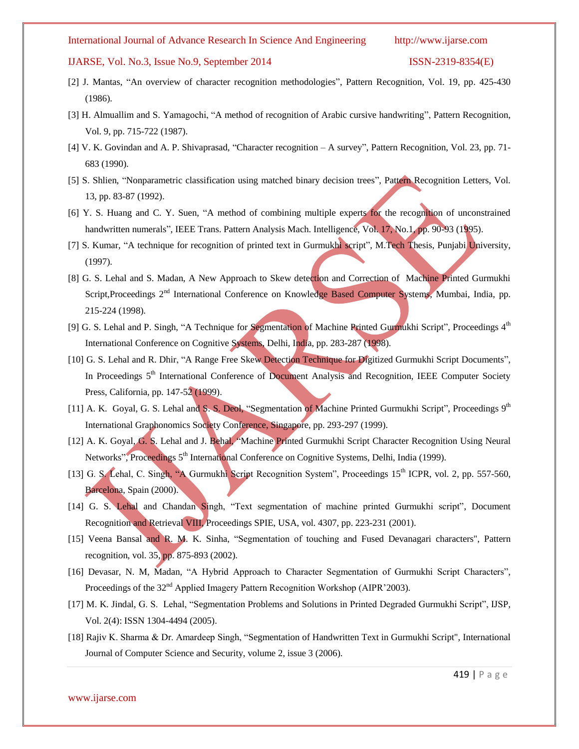[2] J. Mantas, "An overview of character recognition methodologies", Pattern Recognition, Vol. 19, pp. 425-430 (1986).

[3] H. Almuallim and S. Yamagochi, "A method of recognition of Arabic cursive handwriting", Pattern Recognition, Vol. 9, pp. 715-722 (1987).

[4] V. K. Govindan and A. P. Shivaprasad, "Character recognition – A survey", Pattern Recognition, Vol. 23, pp. 71-683 (1990).

[5] S. Shlien, "Nonparametric classification using matched binary decision trees", Pattern Recognition Letters, Vol. 13, pp. 83-87 (1992).

[6] Y. S. Huang and C. Y. Suen, "A method of combining multiple experts for the recognition of unconstrained handwritten numerals", IEEE Trans. Pattern Analysis Mach. Intelligence, Vol. 17, No.1, pp. 90-93 (1995).

[7] S. Kumar, "A technique for recognition of printed text in Gurmukhi script", M.Tech Thesis, Punjabi University, (1997).

[8] G. S. Lehal and S. Madan, A New Approach to Skew detection and Correction of Machine Printed Gurmukhi Script,Proceedings 2nd International Conference on Knowledge Based Computer Systems, Mumbai, India, pp. 215-224 (1998).

[9] G. S. Lehal and P. Singh, "A Technique for Segmentation of Machine Printed Gurmukhi Script", Proceedings 4th International Conference on Cognitive Systems, Delhi, India, pp. 283-287 (1998).

[10] G. S. Lehal and R. Dhir, "A Range Free Skew Detection Technique for Digitized Gurmukhi Script Documents", In Proceedings 5th International Conference of Document Analysis and Recognition, IEEE Computer Society Press, California, pp. 147-52 (1999).

[11] A. K. Goyal, G. S. Lehal and S. S. Deol, "Segmentation of Machine Printed Gurmukhi Script", Proceedings 9th International Graphonomics Society Conference, Singapore, pp. 293-297 (1999).

[12] A. K. Goyal, G. S. Lehal and J. Behal, "Machine Printed Gurmukhi Script Character Recognition Using Neural Networks", Proceedings 5th International Conference on Cognitive Systems, Delhi, India (1999).

[13] G. S. Lehal, C. Singh, "A Gurmukhi Script Recognition System", Proceedings 15th ICPR, vol. 2, pp. 557-560, Barcelona, Spain (2000).

[14] G. S. Lehal and Chandan Singh, "Text segmentation of machine printed Gurmukhi script", Document Recognition and Retrieval VIII, Proceedings SPIE, USA, vol. 4307, pp. 223-231 (2001).

[15] Veena Bansal and R. M. K. Sinha, "Segmentation of touching and Fused Devanagari characters", Pattern recognition, vol. 35, pp. 875-893 (2002).

[16] Devasar, N. M, Madan, "A Hybrid Approach to Character Segmentation of Gurmukhi Script Characters", Proceedings of the 32nd Applied Imagery Pattern Recognition Workshop (AIPR'2003).

[17] M. K. Jindal, G. S. Lehal, "Segmentation Problems and Solutions in Printed Degraded Gurmukhi Script", IJSP, Vol. 2(4): ISSN 1304-4494 (2005).

[18] Rajiv K. Sharma & Dr. Amardeep Singh, "Segmentation of Handwritten Text in Gurmukhi Script", International Journal of Computer Science and Security, volume 2, issue 3 (2006).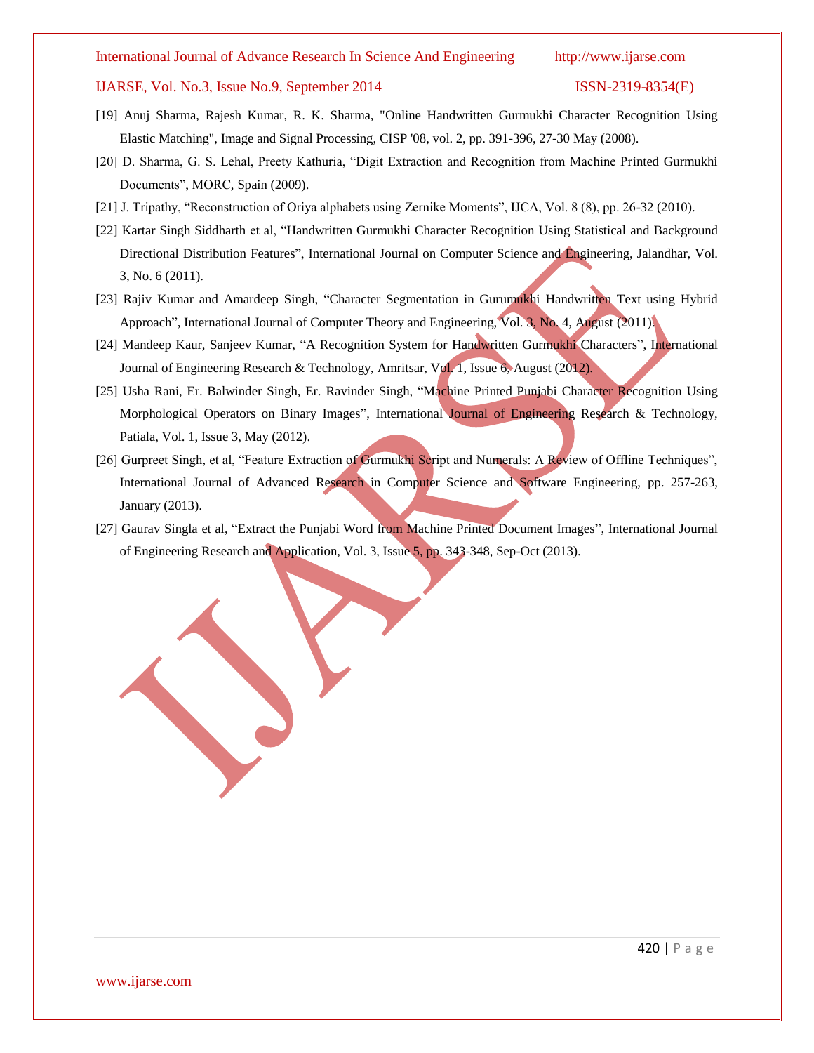[19] Anuj Sharma, Rajesh Kumar, R. K. Sharma, "Online Handwritten Gurmukhi Character Recognition Using Elastic Matching", Image and Signal Processing, CISP '08, vol. 2, pp. 391-396, 27-30 May (2008).

[20] D. Sharma, G. S. Lehal, Preety Kathuria, "Digit Extraction and Recognition from Machine Printed Gurmukhi Documents", MORC, Spain (2009).

[21] J. Tripathy, "Reconstruction of Oriya alphabets using Zernike Moments", IJCA, Vol. 8 (8), pp. 26-32 (2010).

[22] Kartar Singh Siddharth et al, "Handwritten Gurmukhi Character Recognition Using Statistical and Background Directional Distribution Features", International Journal on Computer Science and Engineering, Jalandhar, Vol. 3, No. 6 (2011).

[23] Rajiv Kumar and Amardeep Singh, "Character Segmentation in Gurumukhi Handwritten Text using Hybrid Approach", International Journal of Computer Theory and Engineering, Vol. 3, No. 4, August (2011).

[24] Mandeep Kaur, Sanjeev Kumar, "A Recognition System for Handwritten Gurmukhi Characters", International Journal of Engineering Research & Technology, Amritsar, Vol. 1, Issue 6, August (2012).

[25] Usha Rani, Er. Balwinder Singh, Er. Ravinder Singh, "Machine Printed Punjabi Character Recognition Using Morphological Operators on Binary Images", International Journal of Engineering Research & Technology, Patiala, Vol. 1, Issue 3, May (2012).

[26] Gurpreet Singh, et al, "Feature Extraction of Gurmukhi Script and Numerals: A Review of Offline Techniques", International Journal of Advanced Research in Computer Science and Software Engineering, pp. 257-263, January (2013).

[27] Gaurav Singla et al, "Extract the Punjabi Word from Machine Printed Document Images", International Journal of Engineering Research and Application, Vol. 3, Issue 5, pp. 343-348, Sep-Oct (2013).